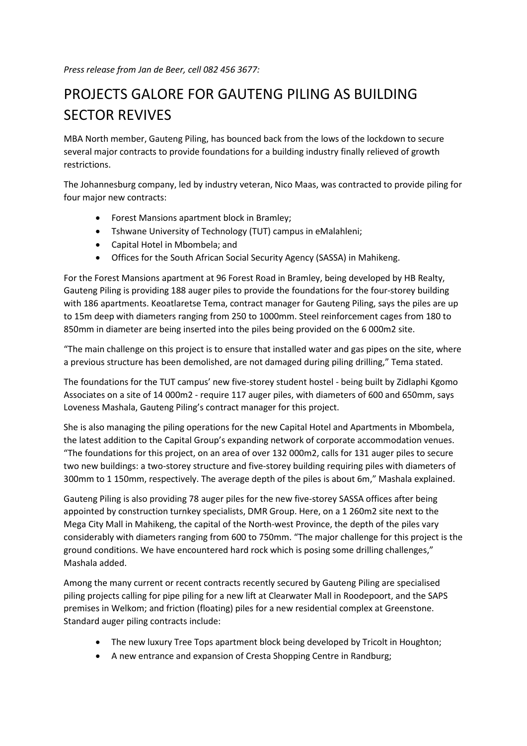*Press release from Jan de Beer, cell 082 456 3677:*

# PROJECTS GALORE FOR GAUTENG PILING AS BUILDING SECTOR REVIVES

MBA North member, Gauteng Piling, has bounced back from the lows of the lockdown to secure several major contracts to provide foundations for a building industry finally relieved of growth restrictions.

The Johannesburg company, led by industry veteran, Nico Maas, was contracted to provide piling for four major new contracts:

- Forest Mansions apartment block in Bramley;
- Tshwane University of Technology (TUT) campus in eMalahleni;
- Capital Hotel in Mbombela; and
- Offices for the South African Social Security Agency (SASSA) in Mahikeng.

For the Forest Mansions apartment at 96 Forest Road in Bramley, being developed by HB Realty, Gauteng Piling is providing 188 auger piles to provide the foundations for the four-storey building with 186 apartments. Keoatlaretse Tema, contract manager for Gauteng Piling, says the piles are up to 15m deep with diameters ranging from 250 to 1000mm. Steel reinforcement cages from 180 to 850mm in diameter are being inserted into the piles being provided on the 6 000m2 site.

"The main challenge on this project is to ensure that installed water and gas pipes on the site, where a previous structure has been demolished, are not damaged during piling drilling," Tema stated.

The foundations for the TUT campus' new five-storey student hostel - being built by Zidlaphi Kgomo Associates on a site of 14 000m2 - require 117 auger piles, with diameters of 600 and 650mm, says Loveness Mashala, Gauteng Piling's contract manager for this project.

She is also managing the piling operations for the new Capital Hotel and Apartments in Mbombela, the latest addition to the Capital Group's expanding network of corporate accommodation venues. "The foundations for this project, on an area of over 132 000m2, calls for 131 auger piles to secure two new buildings: a two-storey structure and five-storey building requiring piles with diameters of 300mm to 1 150mm, respectively. The average depth of the piles is about 6m," Mashala explained.

Gauteng Piling is also providing 78 auger piles for the new five-storey SASSA offices after being appointed by construction turnkey specialists, DMR Group. Here, on a 1 260m2 site next to the Mega City Mall in Mahikeng, the capital of the North-west Province, the depth of the piles vary considerably with diameters ranging from 600 to 750mm. "The major challenge for this project is the ground conditions. We have encountered hard rock which is posing some drilling challenges," Mashala added.

Among the many current or recent contracts recently secured by Gauteng Piling are specialised piling projects calling for pipe piling for a new lift at Clearwater Mall in Roodepoort, and the SAPS premises in Welkom; and friction (floating) piles for a new residential complex at Greenstone. Standard auger piling contracts include:

- The new luxury Tree Tops apartment block being developed by Tricolt in Houghton;
- A new entrance and expansion of Cresta Shopping Centre in Randburg;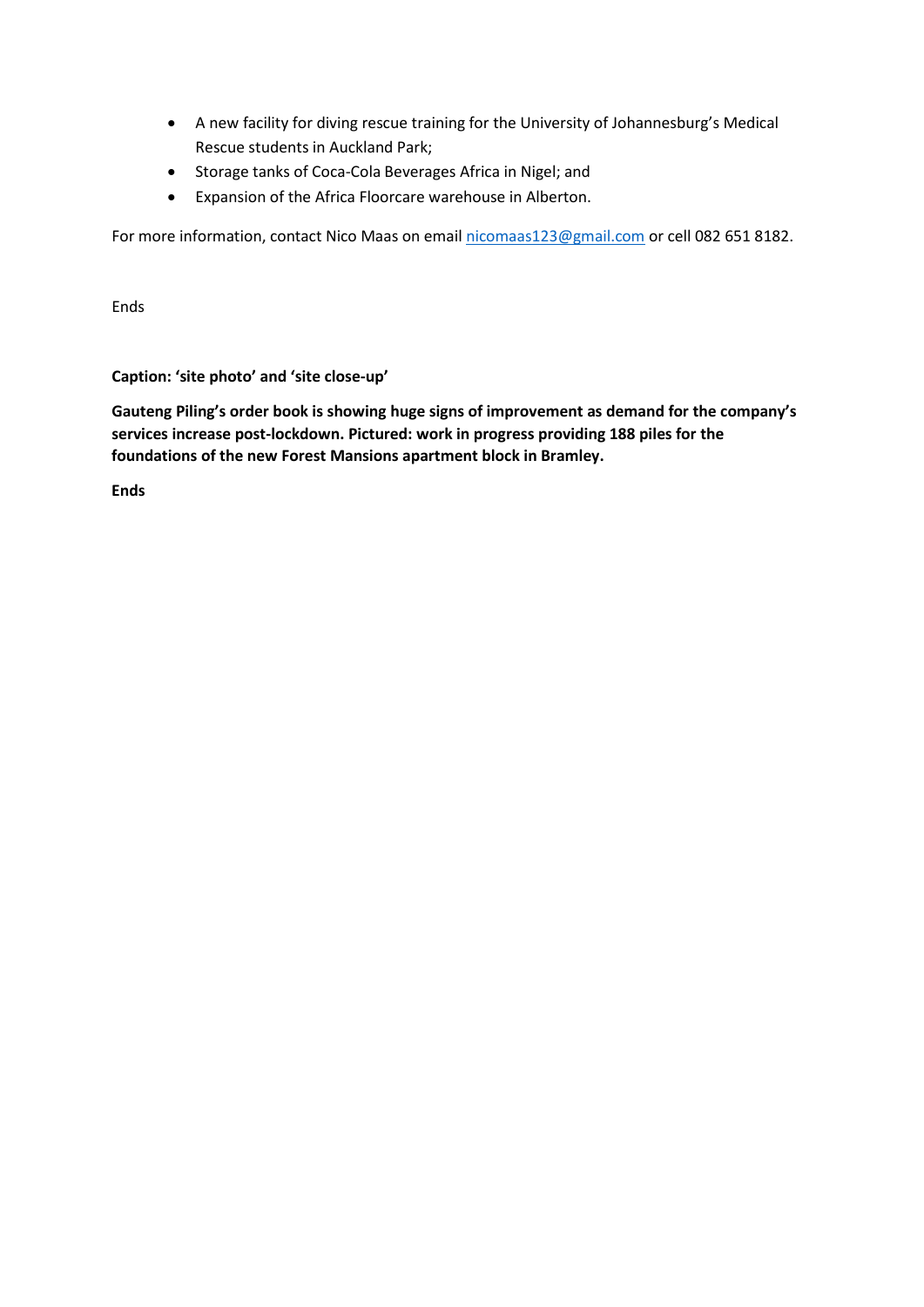- A new facility for diving rescue training for the University of Johannesburg's Medical Rescue students in Auckland Park;
- Storage tanks of Coca-Cola Beverages Africa in Nigel; and
- Expansion of the Africa Floorcare warehouse in Alberton.

For more information, contact Nico Maas on email nicomaas123@gmail.com or cell 082 651 8182.

Ends

**Caption: 'site photo' and 'site close-up'**

**Gauteng Piling's order book is showing huge signs of improvement as demand for the company's services increase post-lockdown. Pictured: work in progress providing 188 piles for the foundations of the new Forest Mansions apartment block in Bramley.**

**Ends**